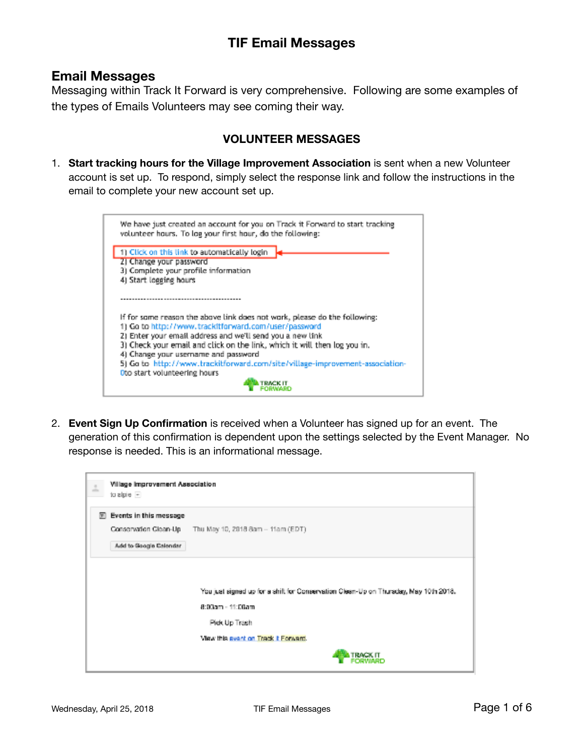# TIF Email Messages

## Email Messages

Messaging within Track It Forward is very comprehensive. Following are some examples of the types of Emails Volunteers may see coming their way.

### VOLUNTEER MESSAGES

1. **Start tracking hours for the Village Improvement Association** is sent when a new Volunteer account is set up. To respond, simply select the response link and follow the instructions in the email to complete your new account set up.

   We have just created an account for you on Track it Forward to start tracking volunteer hours. To log your first hour, do the following:

   1) Click on this link to automatically login
   2) Change your password
   3) Complete your profile information
   4) Start logging hours

   ----------------------------------------

   If for some reason the above link does not work, please do the following:
   1) Go to http://www.trackitforward.com/user/password
   2) Enter your email address and we'll send you a new link
   3) Check your email and click on the link, which it will then log you in.
   4) Change your username and password
   5) Go to http://www.trackitforward.com/site/village-improvement-association-0to start volunteering hours

   TRACK IT FORWARD

2. **Event Sign Up Confirmation** is received when a Volunteer has signed up for an event. The generation of this confirmation is dependent upon the settings selected by the Event Manager. No response is needed. This is an informational message.

   Village Improvement Association
   to elpie

   Events in this message
   Conservation Clean-Up Thu May 10, 2018 8am – 11am (EDT)
   Add to Google Calendar

   You just signed up for a shift for Conservation Clean-Up on Thursday, May 10th 2018.

   8:00am - 11:00am

   Pick Up Trash

   View this event on Track it Forward.

   TRACK IT FORWARD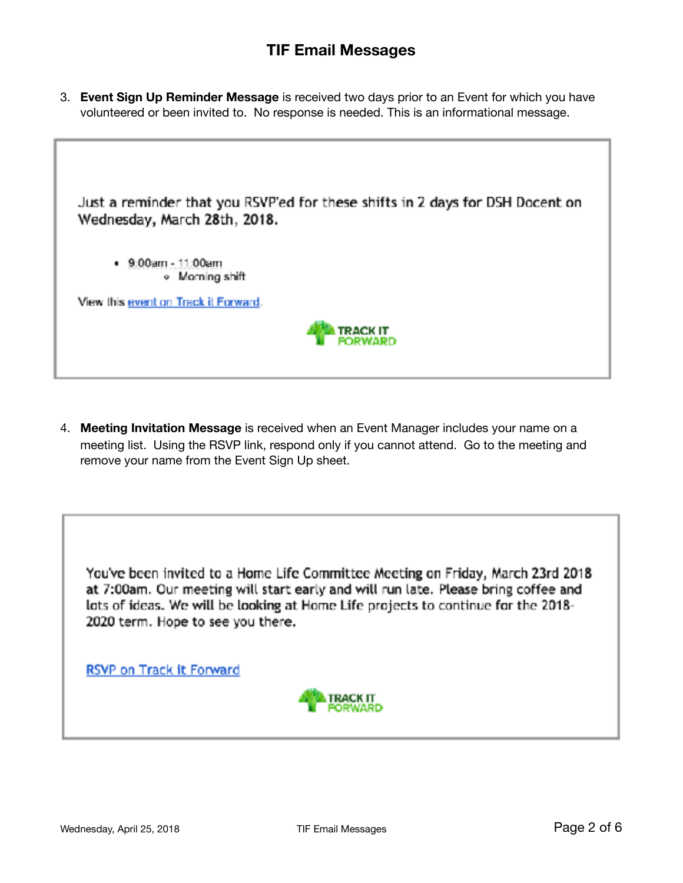# TIF Email Messages

3. **Event Sign Up Reminder Message** is received two days prior to an Event for which you have volunteered or been invited to. No response is needed. This is an informational message.

> Just a reminder that you RSVP'ed for these shifts in 2 days for DSH Docent on **Wednesday, March 28th, 2018.**
>
> - 9:00am - 11:00am
>     - Morning shift
>
> View this event on Track it Forward.
>
> TRACK IT FORWARD

4. **Meeting Invitation Message** is received when an Event Manager includes your name on a meeting list. Using the RSVP link, respond only if you cannot attend. Go to the meeting and remove your name from the Event Sign Up sheet.

> You've been invited to a Home Life Committee Meeting on Friday, March 23rd 2018 at 7:00am. Our meeting will start early and will run late. Please bring coffee and lots of ideas. We will be looking at Home Life projects to continue for the 2018-2020 term. Hope to see you there.
>
> RSVP on Track It Forward
>
> TRACK IT FORWARD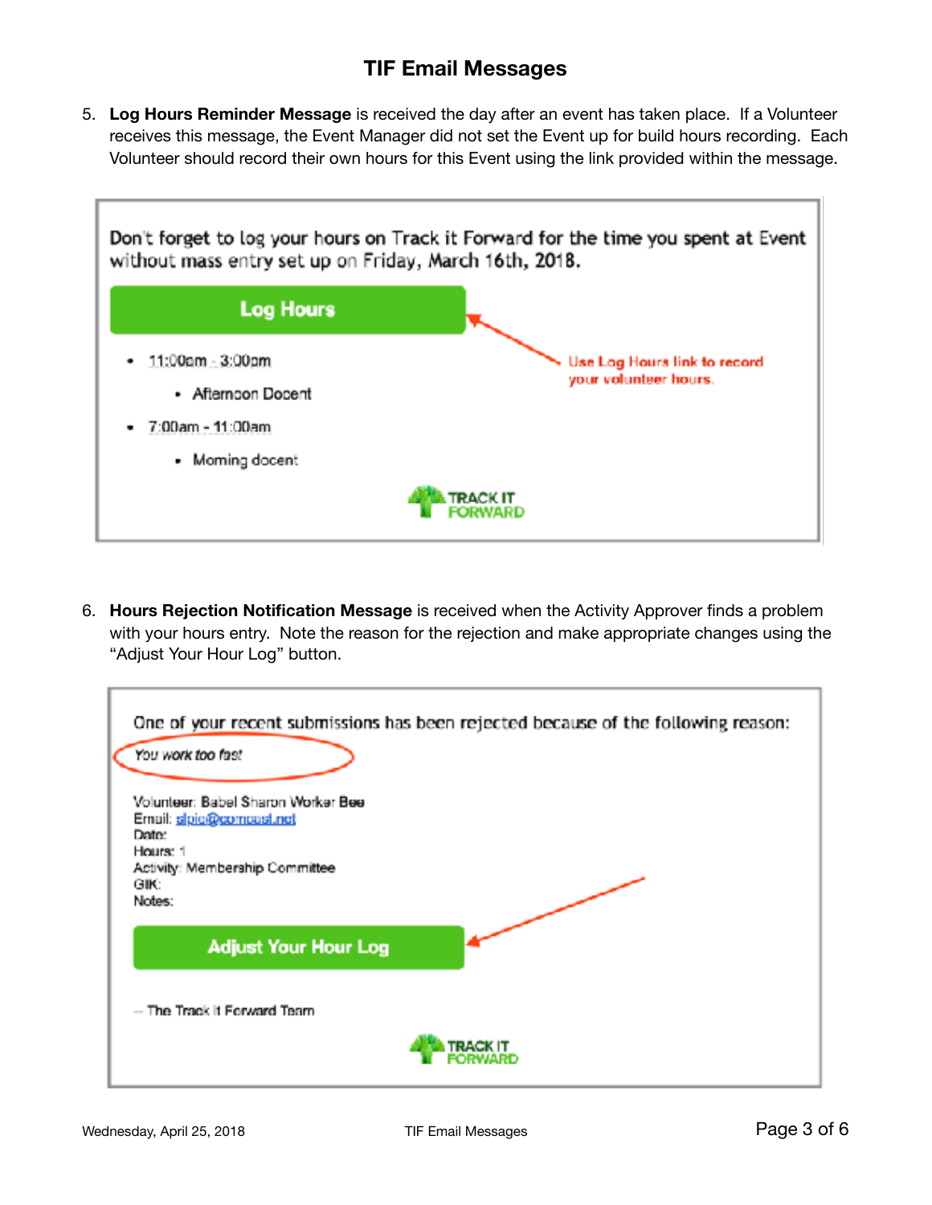## TIF Email Messages

5. **Log Hours Reminder Message** is received the day after an event has taken place. If a Volunteer receives this message, the Event Manager did not set the Event up for build hours recording. Each Volunteer should record their own hours for this Event using the link provided within the message.

> Don't forget to log your hours on Track it Forward for the time you spent at Event without mass entry set up on Friday, March 16th, 2018.
>
> **Log Hours**
>
> - 11:00am - 3:00pm
>   - Afternoon Docent
> - 7:00am - 11:00am
>   - Morning docent
>
> Use Log Hours link to record your volunteer hours.
>
> TRACK IT FORWARD

6. **Hours Rejection Notification Message** is received when the Activity Approver finds a problem with your hours entry. Note the reason for the rejection and make appropriate changes using the "Adjust Your Hour Log" button.

> One of your recent submissions has been rejected because of the following reason:
>
> *You work too fast*
>
> Volunteer: Babel Sharon Worker Bee
> Email: slpic@comcast.net
> Date:
> Hours: 1
> Activity: Membership Committee
> GIK:
> Notes:
>
> **Adjust Your Hour Log**
>
> -- The Track it Forward Team
>
> TRACK IT FORWARD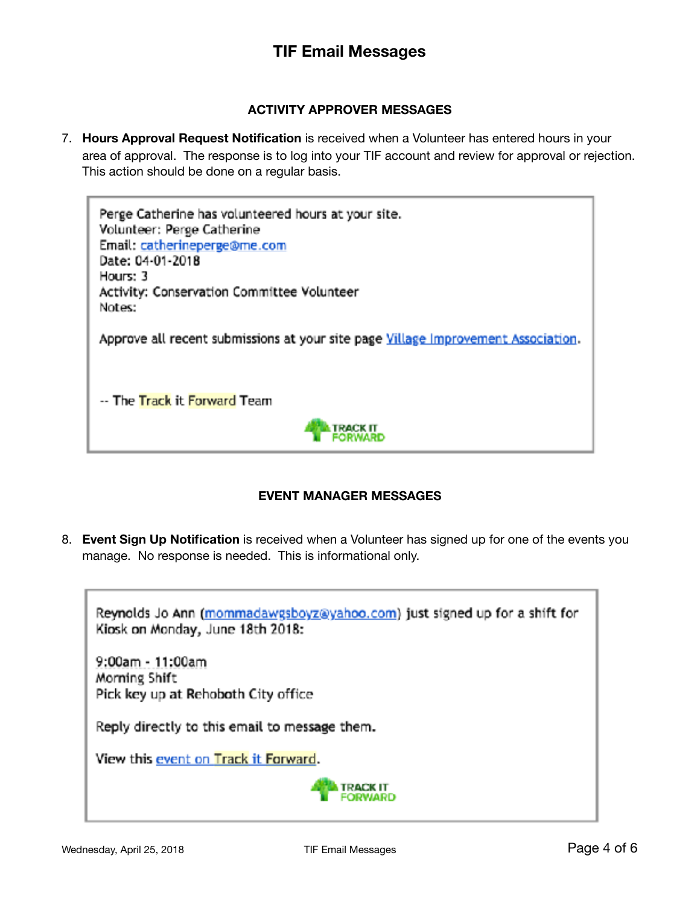# TIF Email Messages

## ACTIVITY APPROVER MESSAGES

7. **Hours Approval Request Notification** is received when a Volunteer has entered hours in your area of approval. The response is to log into your TIF account and review for approval or rejection. This action should be done on a regular basis.

> Perge Catherine has volunteered hours at your site.
> Volunteer: Perge Catherine
> Email: catherineperge@me.com
> Date: 04-01-2018
> Hours: 3
> Activity: Conservation Committee Volunteer
> Notes:
>
> Approve all recent submissions at your site page Village Improvement Association.
>
> -- The Track it Forward Team
>
> TRACK IT FORWARD

## EVENT MANAGER MESSAGES

8. **Event Sign Up Notification** is received when a Volunteer has signed up for one of the events you manage. No response is needed. This is informational only.

> Reynolds Jo Ann (mommadawgsboyz@yahoo.com) just signed up for a shift for Kiosk on Monday, June 18th 2018:
>
> 9:00am - 11:00am
> Morning Shift
> Pick key up at Rehoboth City office
>
> Reply directly to this email to message them.
>
> View this event on Track it Forward.
>
> TRACK IT FORWARD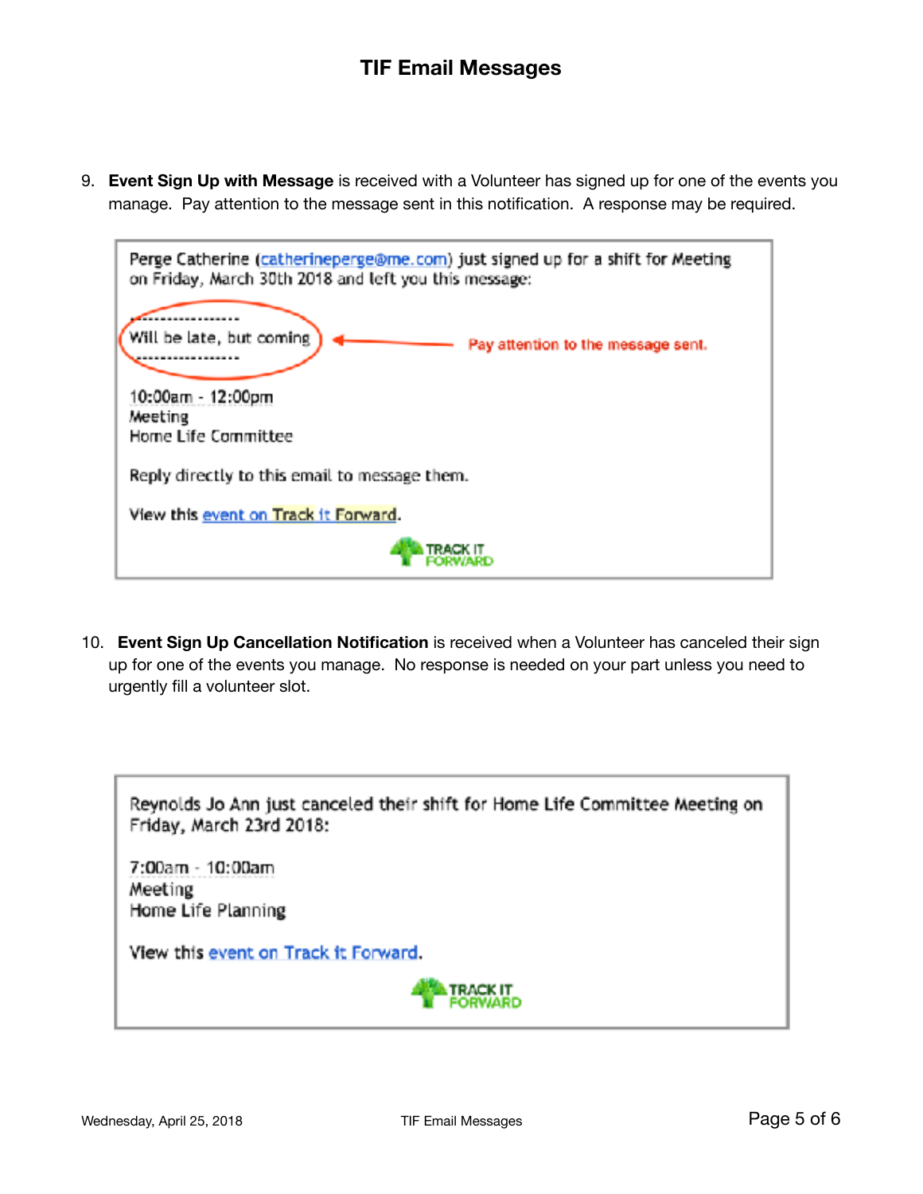9. **Event Sign Up with Message** is received with a Volunteer has signed up for one of the events you manage. Pay attention to the message sent in this notification. A response may be required.

> Perge Catherine (catherineperge@me.com) just signed up for a shift for Meeting on Friday, March 30th 2018 and left you this message:
>
> -----------------
> Will be late, but coming
> -----------------
>
> Pay attention to the message sent.
>
> 10:00am - 12:00pm
> Meeting
> Home Life Committee
>
> Reply directly to this email to message them.
>
> View this event on Track it Forward.
>
> TRACK IT FORWARD

10. **Event Sign Up Cancellation Notification** is received when a Volunteer has canceled their sign up for one of the events you manage. No response is needed on your part unless you need to urgently fill a volunteer slot.

> Reynolds Jo Ann just canceled their shift for Home Life Committee Meeting on Friday, March 23rd 2018:
>
> 7:00am - 10:00am
> Meeting
> Home Life Planning
>
> View this event on Track it Forward.
>
> TRACK IT FORWARD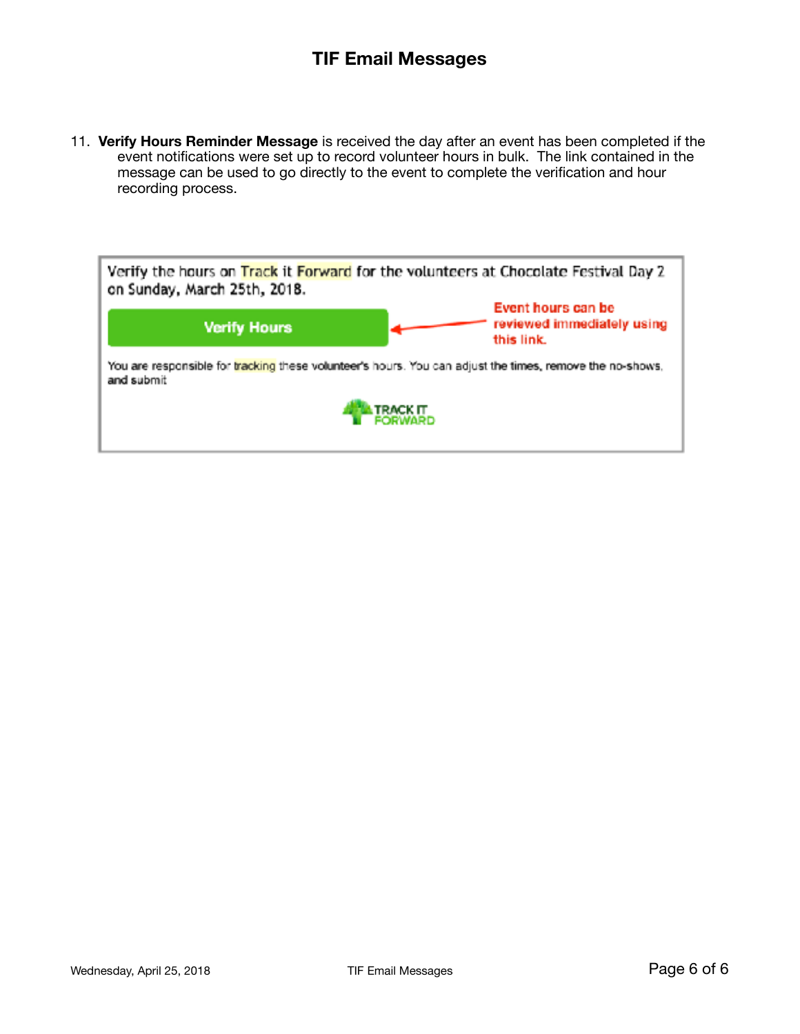# TIF Email Messages

11. **Verify Hours Reminder Message** is received the day after an event has been completed if the event notifications were set up to record volunteer hours in bulk. The link contained in the message can be used to go directly to the event to complete the verification and hour recording process.

Verify the hours on Track it Forward for the volunteers at Chocolate Festival Day 2 on Sunday, March 25th, 2018.

Verify Hours

Event hours can be reviewed immediately using this link.

You are responsible for tracking these volunteer's hours. You can adjust the times, remove the no-shows, and submit

TRACK IT FORWARD